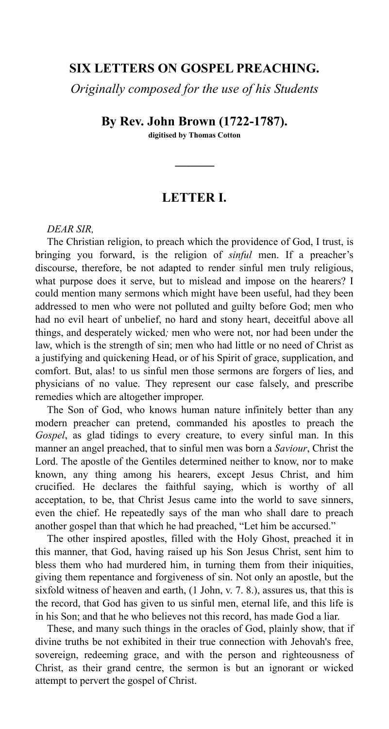# SIX LETTERS ON GOSPEL PREACHING.

*Originally composed for the use of his Students*

**By Rev. John Brown (1722-1787).**

**digitised by Thomas Cotton**

---

## LETTER I.

*DEAR SIR,*

The Christian religion, to preach which the providence of God, I trust, is bringing you forward, is the religion of *sinful* men. If a preacher's discourse, therefore, be not adapted to render sinful men truly religious, what purpose does it serve, but to mislead and impose on the hearers? I could mention many sermons which might have been useful, had they been addressed to men who were not polluted and guilty before God; men who had no evil heart of unbelief, no hard and stony heart, deceitful above all things, and desperately wicked*;* men who were not, nor had been under the law, which is the strength of sin; men who had little or no need of Christ as a justifying and quickening Head, or of his Spirit of grace, supplication, and comfort. But, alas! to us sinful men those sermons are forgers of lies, and physicians of no value. They represent our case falsely, and prescribe remedies which are altogether improper.

The Son of God, who knows human nature infinitely better than any modern preacher can pretend, commanded his apostles to preach the *Gospel*, as glad tidings to every creature, to every sinful man. In this manner an angel preached, that to sinful men was born a *Saviour*, Christ the Lord. The apostle of the Gentiles determined neither to know, nor to make known, any thing among his hearers, except Jesus Christ, and him crucified. He declares the faithful saying, which is worthy of all acceptation, to be, that Christ Jesus came into the world to save sinners, even the chief. He repeatedly says of the man who shall dare to preach another gospel than that which he had preached, "Let him be accursed."

The other inspired apostles, filled with the Holy Ghost, preached it in this manner, that God, having raised up his Son Jesus Christ, sent him to bless them who had murdered him, in turning them from their iniquities, giving them repentance and forgiveness of sin. Not only an apostle, but the sixfold witness of heaven and earth, (1 John, v. 7. 8.), assures us, that this is the record, that God has given to us sinful men, eternal life, and this life is in his Son; and that he who believes not this record, has made God a liar.

These, and many such things in the oracles of God, plainly show, that if divine truths be not exhibited in their true connection with Jehovah's free, sovereign, redeeming grace, and with the person and righteousness of Christ, as their grand centre, the sermon is but an ignorant or wicked attempt to pervert the gospel of Christ.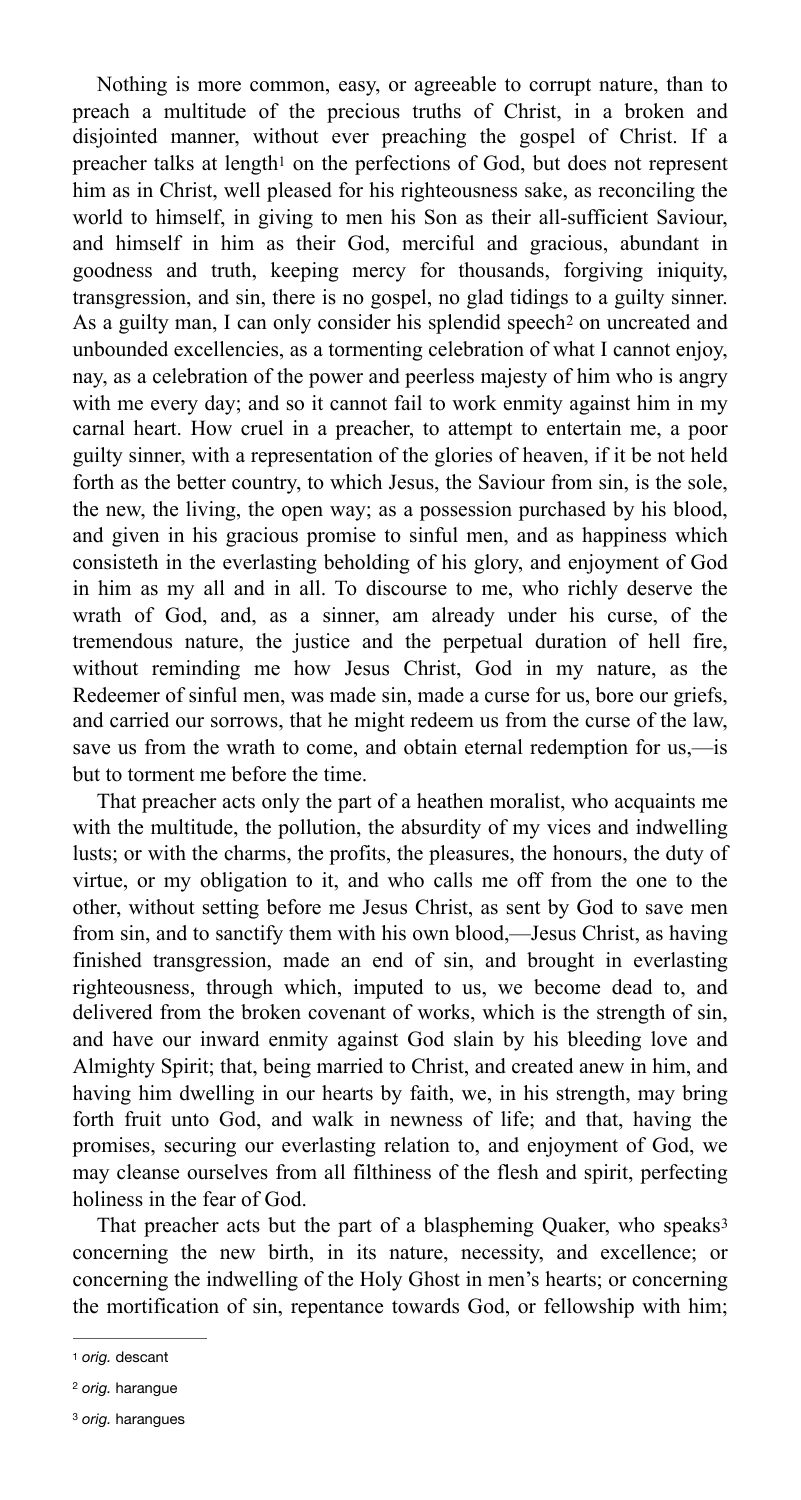Nothing is more common, easy, or agreeable to corrupt nature, than to preach a multitude of the precious truths of Christ, in a broken and disjointed manner, without ever preaching the gospel of Christ. If a preacher talks at length[1] on the perfections of God, but does not represent him as in Christ, well pleased for his righteousness sake, as reconciling the world to himself, in giving to men his Son as their all-sufficient Saviour, and himself in him as their God, merciful and gracious, abundant in goodness and truth, keeping mercy for thousands, forgiving iniquity, transgression, and sin, there is no gospel, no glad tidings to a guilty sinner. As a guilty man, I can only consider his splendid speech[2] on uncreated and unbounded excellencies, as a tormenting celebration of what I cannot enjoy, nay, as a celebration of the power and peerless majesty of him who is angry with me every day; and so it cannot fail to work enmity against him in my carnal heart. How cruel in a preacher, to attempt to entertain me, a poor guilty sinner, with a representation of the glories of heaven, if it be not held forth as the better country, to which Jesus, the Saviour from sin, is the sole, the new, the living, the open way; as a possession purchased by his blood, and given in his gracious promise to sinful men, and as happiness which consisteth in the everlasting beholding of his glory, and enjoyment of God in him as my all and in all. To discourse to me, who richly deserve the wrath of God, and, as a sinner, am already under his curse, of the tremendous nature, the justice and the perpetual duration of hell fire, without reminding me how Jesus Christ, God in my nature, as the Redeemer of sinful men, was made sin, made a curse for us, bore our griefs, and carried our sorrows, that he might redeem us from the curse of the law, save us from the wrath to come, and obtain eternal redemption for us,—is but to torment me before the time.

That preacher acts only the part of a heathen moralist, who acquaints me with the multitude, the pollution, the absurdity of my vices and indwelling lusts; or with the charms, the profits, the pleasures, the honours, the duty of virtue, or my obligation to it, and who calls me off from the one to the other, without setting before me Jesus Christ, as sent by God to save men from sin, and to sanctify them with his own blood,—Jesus Christ, as having finished transgression, made an end of sin, and brought in everlasting righteousness, through which, imputed to us, we become dead to, and delivered from the broken covenant of works, which is the strength of sin, and have our inward enmity against God slain by his bleeding love and Almighty Spirit; that, being married to Christ, and created anew in him, and having him dwelling in our hearts by faith, we, in his strength, may bring forth fruit unto God, and walk in newness of life; and that, having the promises, securing our everlasting relation to, and enjoyment of God, we may cleanse ourselves from all filthiness of the flesh and spirit, perfecting holiness in the fear of God.

That preacher acts but the part of a blaspheming Quaker, who speaks[3] concerning the new birth, in its nature, necessity, and excellence; or concerning the indwelling of the Holy Ghost in men's hearts; or concerning the mortification of sin, repentance towards God, or fellowship with him;

---

[1] *orig.* descant

[2] *orig.* harangue

[3] *orig.* harangues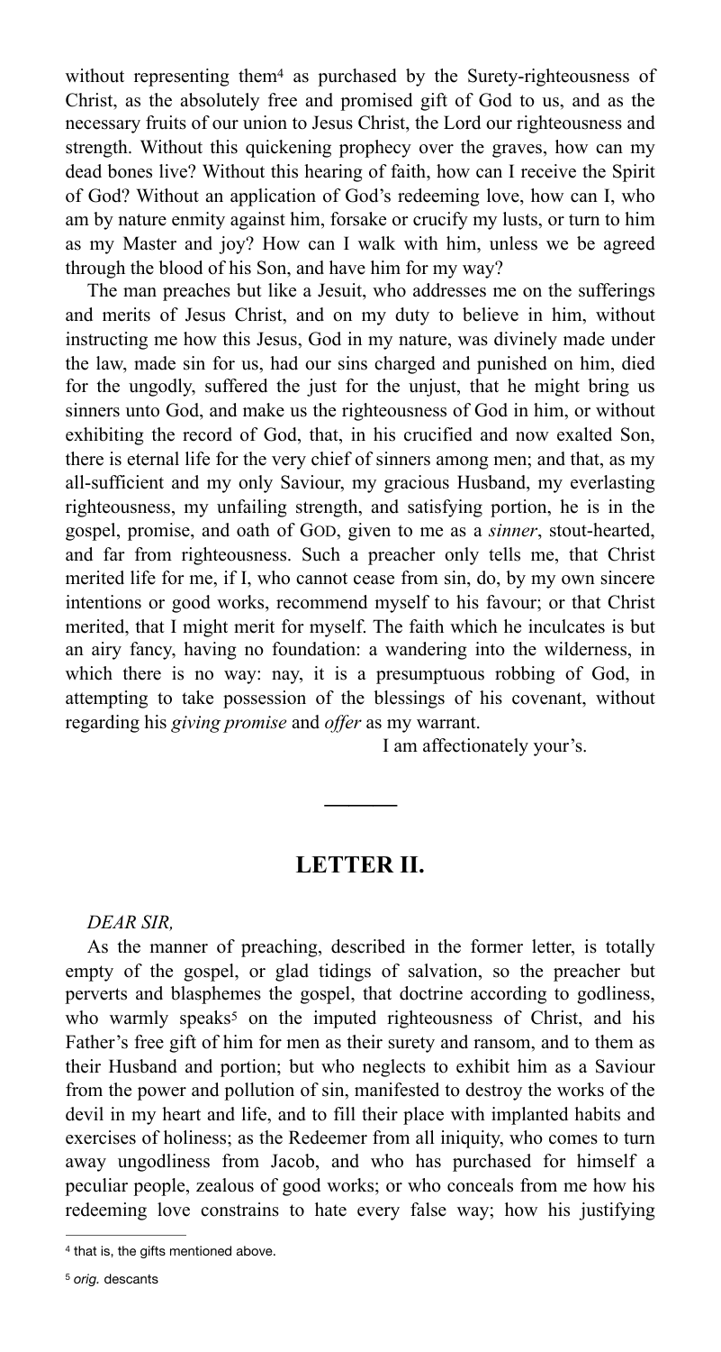without representing them[4] as purchased by the Surety-righteousness of Christ, as the absolutely free and promised gift of God to us, and as the necessary fruits of our union to Jesus Christ, the Lord our righteousness and strength. Without this quickening prophecy over the graves, how can my dead bones live? Without this hearing of faith, how can I receive the Spirit of God? Without an application of God's redeeming love, how can I, who am by nature enmity against him, forsake or crucify my lusts, or turn to him as my Master and joy? How can I walk with him, unless we be agreed through the blood of his Son, and have him for my way?

The man preaches but like a Jesuit, who addresses me on the sufferings and merits of Jesus Christ, and on my duty to believe in him, without instructing me how this Jesus, God in my nature, was divinely made under the law, made sin for us, had our sins charged and punished on him, died for the ungodly, suffered the just for the unjust, that he might bring us sinners unto God, and make us the righteousness of God in him, or without exhibiting the record of God, that, in his crucified and now exalted Son, there is eternal life for the very chief of sinners among men; and that, as my all-sufficient and my only Saviour, my gracious Husband, my everlasting righteousness, my unfailing strength, and satisfying portion, he is in the gospel, promise, and oath of GOD, given to me as a *sinner*, stout-hearted, and far from righteousness. Such a preacher only tells me, that Christ merited life for me, if I, who cannot cease from sin, do, by my own sincere intentions or good works, recommend myself to his favour; or that Christ merited, that I might merit for myself. The faith which he inculcates is but an airy fancy, having no foundation: a wandering into the wilderness, in which there is no way: nay, it is a presumptuous robbing of God, in attempting to take possession of the blessings of his covenant, without regarding his *giving promise* and *offer* as my warrant.

I am affectionately your's.

---

## LETTER II.

*DEAR SIR,*

As the manner of preaching, described in the former letter, is totally empty of the gospel, or glad tidings of salvation, so the preacher but perverts and blasphemes the gospel, that doctrine according to godliness, who warmly speaks[5] on the imputed righteousness of Christ, and his Father's free gift of him for men as their surety and ransom, and to them as their Husband and portion; but who neglects to exhibit him as a Saviour from the power and pollution of sin, manifested to destroy the works of the devil in my heart and life, and to fill their place with implanted habits and exercises of holiness; as the Redeemer from all iniquity, who comes to turn away ungodliness from Jacob, and who has purchased for himself a peculiar people, zealous of good works; or who conceals from me how his redeeming love constrains to hate every false way; how his justifying

---

[4] that is, the gifts mentioned above.

[5] *orig.* descants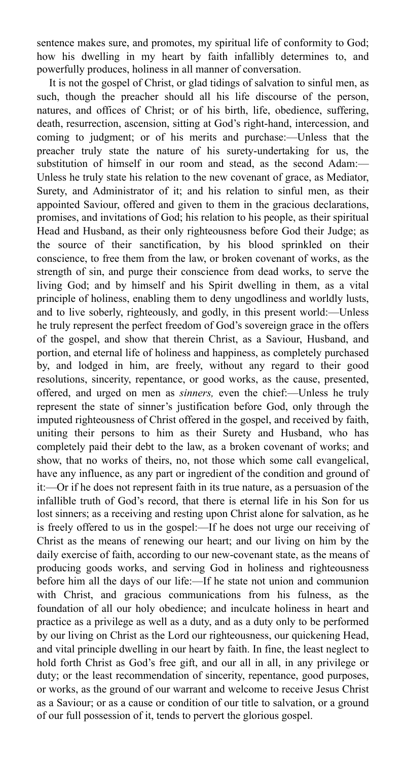sentence makes sure, and promotes, my spiritual life of conformity to God; how his dwelling in my heart by faith infallibly determines to, and powerfully produces, holiness in all manner of conversation.

It is not the gospel of Christ, or glad tidings of salvation to sinful men, as such, though the preacher should all his life discourse of the person, natures, and offices of Christ; or of his birth, life, obedience, suffering, death, resurrection, ascension, sitting at God's right-hand, intercession, and coming to judgment; or of his merits and purchase:—Unless that the preacher truly state the nature of his surety-undertaking for us, the substitution of himself in our room and stead, as the second Adam:—Unless he truly state his relation to the new covenant of grace, as Mediator, Surety, and Administrator of it; and his relation to sinful men, as their appointed Saviour, offered and given to them in the gracious declarations, promises, and invitations of God; his relation to his people, as their spiritual Head and Husband, as their only righteousness before God their Judge; as the source of their sanctification, by his blood sprinkled on their conscience, to free them from the law, or broken covenant of works, as the strength of sin, and purge their conscience from dead works, to serve the living God; and by himself and his Spirit dwelling in them, as a vital principle of holiness, enabling them to deny ungodliness and worldly lusts, and to live soberly, righteously, and godly, in this present world:—Unless he truly represent the perfect freedom of God's sovereign grace in the offers of the gospel, and show that therein Christ, as a Saviour, Husband, and portion, and eternal life of holiness and happiness, as completely purchased by, and lodged in him, are freely, without any regard to their good resolutions, sincerity, repentance, or good works, as the cause, presented, offered, and urged on men as *sinners,* even the chief:—Unless he truly represent the state of sinner's justification before God, only through the imputed righteousness of Christ offered in the gospel, and received by faith, uniting their persons to him as their Surety and Husband, who has completely paid their debt to the law, as a broken covenant of works; and show, that no works of theirs, no, not those which some call evangelical, have any influence, as any part or ingredient of the condition and ground of it:—Or if he does not represent faith in its true nature, as a persuasion of the infallible truth of God's record, that there is eternal life in his Son for us lost sinners; as a receiving and resting upon Christ alone for salvation, as he is freely offered to us in the gospel:—If he does not urge our receiving of Christ as the means of renewing our heart; and our living on him by the daily exercise of faith, according to our new-covenant state, as the means of producing goods works, and serving God in holiness and righteousness before him all the days of our life:—If he state not union and communion with Christ, and gracious communications from his fulness, as the foundation of all our holy obedience; and inculcate holiness in heart and practice as a privilege as well as a duty, and as a duty only to be performed by our living on Christ as the Lord our righteousness, our quickening Head, and vital principle dwelling in our heart by faith. In fine, the least neglect to hold forth Christ as God's free gift, and our all in all, in any privilege or duty; or the least recommendation of sincerity, repentance, good purposes, or works, as the ground of our warrant and welcome to receive Jesus Christ as a Saviour; or as a cause or condition of our title to salvation, or a ground of our full possession of it, tends to pervert the glorious gospel.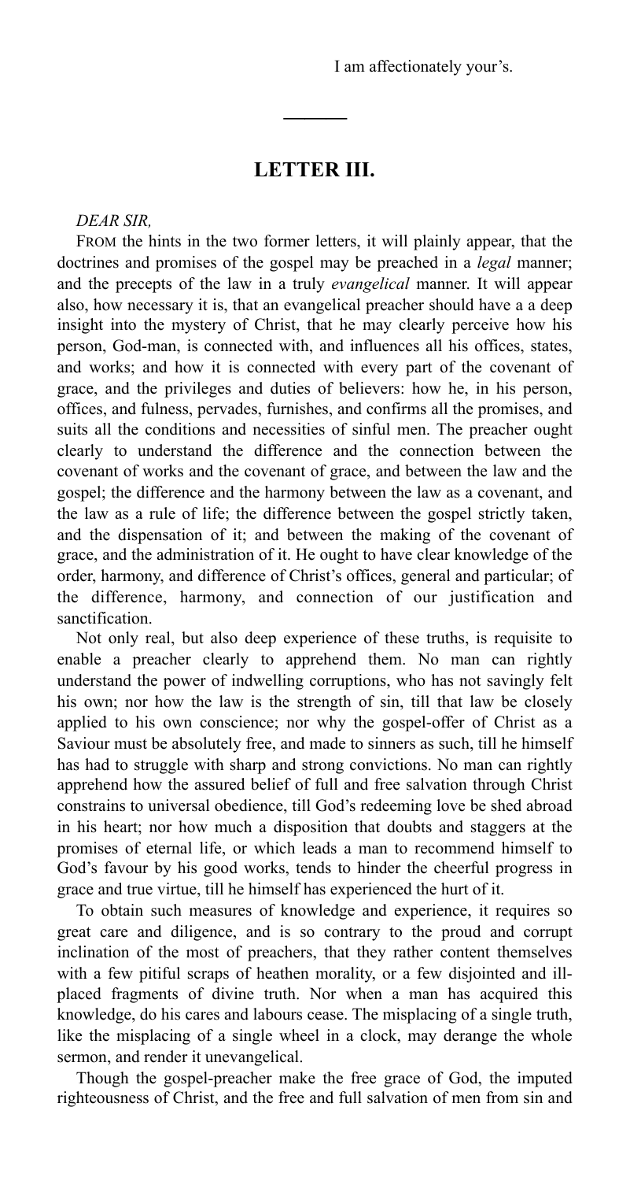I am affectionately your's.

---

## LETTER III.

*DEAR SIR,*

FROM the hints in the two former letters, it will plainly appear, that the doctrines and promises of the gospel may be preached in a *legal* manner; and the precepts of the law in a truly *evangelical* manner. It will appear also, how necessary it is, that an evangelical preacher should have a a deep insight into the mystery of Christ, that he may clearly perceive how his person, God-man, is connected with, and influences all his offices, states, and works; and how it is connected with every part of the covenant of grace, and the privileges and duties of believers: how he, in his person, offices, and fulness, pervades, furnishes, and confirms all the promises, and suits all the conditions and necessities of sinful men. The preacher ought clearly to understand the difference and the connection between the covenant of works and the covenant of grace, and between the law and the gospel; the difference and the harmony between the law as a covenant, and the law as a rule of life; the difference between the gospel strictly taken, and the dispensation of it; and between the making of the covenant of grace, and the administration of it. He ought to have clear knowledge of the order, harmony, and difference of Christ's offices, general and particular; of the difference, harmony, and connection of our justification and sanctification.

Not only real, but also deep experience of these truths, is requisite to enable a preacher clearly to apprehend them. No man can rightly understand the power of indwelling corruptions, who has not savingly felt his own; nor how the law is the strength of sin, till that law be closely applied to his own conscience; nor why the gospel-offer of Christ as a Saviour must be absolutely free, and made to sinners as such, till he himself has had to struggle with sharp and strong convictions. No man can rightly apprehend how the assured belief of full and free salvation through Christ constrains to universal obedience, till God's redeeming love be shed abroad in his heart; nor how much a disposition that doubts and staggers at the promises of eternal life, or which leads a man to recommend himself to God's favour by his good works, tends to hinder the cheerful progress in grace and true virtue, till he himself has experienced the hurt of it.

To obtain such measures of knowledge and experience, it requires so great care and diligence, and is so contrary to the proud and corrupt inclination of the most of preachers, that they rather content themselves with a few pitiful scraps of heathen morality, or a few disjointed and ill-placed fragments of divine truth. Nor when a man has acquired this knowledge, do his cares and labours cease. The misplacing of a single truth, like the misplacing of a single wheel in a clock, may derange the whole sermon, and render it unevangelical.

Though the gospel-preacher make the free grace of God, the imputed righteousness of Christ, and the free and full salvation of men from sin and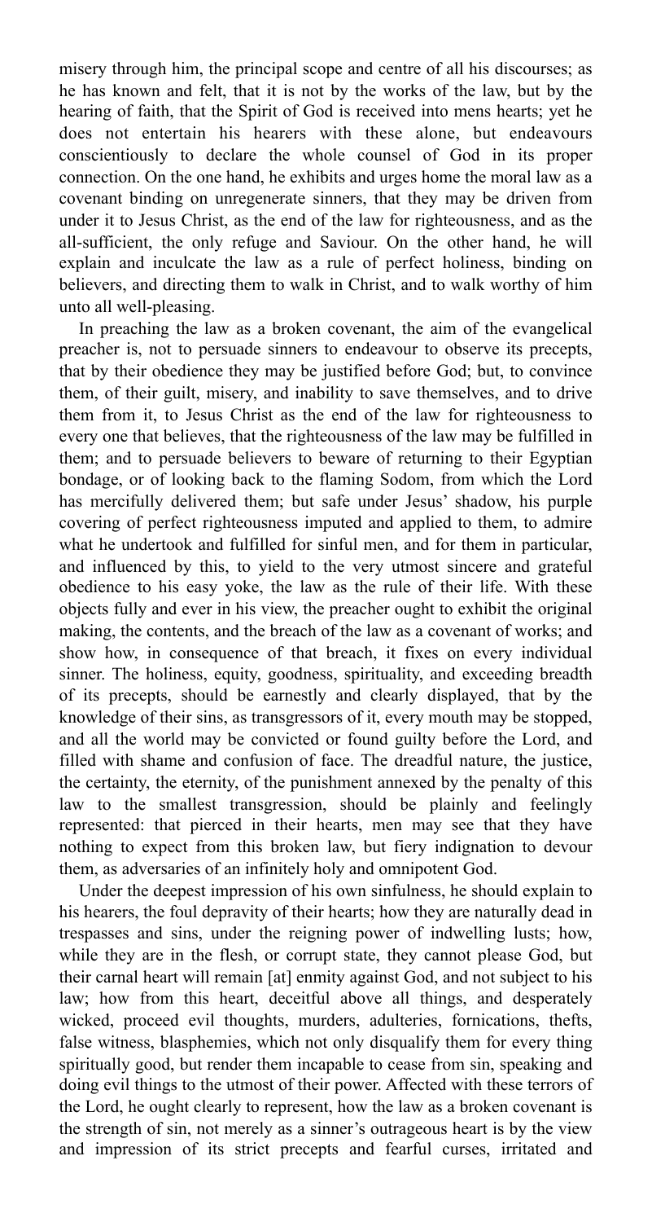misery through him, the principal scope and centre of all his discourses; as he has known and felt, that it is not by the works of the law, but by the hearing of faith, that the Spirit of God is received into mens hearts; yet he does not entertain his hearers with these alone, but endeavours conscientiously to declare the whole counsel of God in its proper connection. On the one hand, he exhibits and urges home the moral law as a covenant binding on unregenerate sinners, that they may be driven from under it to Jesus Christ, as the end of the law for righteousness, and as the all-sufficient, the only refuge and Saviour. On the other hand, he will explain and inculcate the law as a rule of perfect holiness, binding on believers, and directing them to walk in Christ, and to walk worthy of him unto all well-pleasing.

In preaching the law as a broken covenant, the aim of the evangelical preacher is, not to persuade sinners to endeavour to observe its precepts, that by their obedience they may be justified before God; but, to convince them, of their guilt, misery, and inability to save themselves, and to drive them from it, to Jesus Christ as the end of the law for righteousness to every one that believes, that the righteousness of the law may be fulfilled in them; and to persuade believers to beware of returning to their Egyptian bondage, or of looking back to the flaming Sodom, from which the Lord has mercifully delivered them; but safe under Jesus' shadow, his purple covering of perfect righteousness imputed and applied to them, to admire what he undertook and fulfilled for sinful men, and for them in particular, and influenced by this, to yield to the very utmost sincere and grateful obedience to his easy yoke, the law as the rule of their life. With these objects fully and ever in his view, the preacher ought to exhibit the original making, the contents, and the breach of the law as a covenant of works; and show how, in consequence of that breach, it fixes on every individual sinner. The holiness, equity, goodness, spirituality, and exceeding breadth of its precepts, should be earnestly and clearly displayed, that by the knowledge of their sins, as transgressors of it, every mouth may be stopped, and all the world may be convicted or found guilty before the Lord, and filled with shame and confusion of face. The dreadful nature, the justice, the certainty, the eternity, of the punishment annexed by the penalty of this law to the smallest transgression, should be plainly and feelingly represented: that pierced in their hearts, men may see that they have nothing to expect from this broken law, but fiery indignation to devour them, as adversaries of an infinitely holy and omnipotent God.

Under the deepest impression of his own sinfulness, he should explain to his hearers, the foul depravity of their hearts; how they are naturally dead in trespasses and sins, under the reigning power of indwelling lusts; how, while they are in the flesh, or corrupt state, they cannot please God, but their carnal heart will remain [at] enmity against God, and not subject to his law; how from this heart, deceitful above all things, and desperately wicked, proceed evil thoughts, murders, adulteries, fornications, thefts, false witness, blasphemies, which not only disqualify them for every thing spiritually good, but render them incapable to cease from sin, speaking and doing evil things to the utmost of their power. Affected with these terrors of the Lord, he ought clearly to represent, how the law as a broken covenant is the strength of sin, not merely as a sinner's outrageous heart is by the view and impression of its strict precepts and fearful curses, irritated and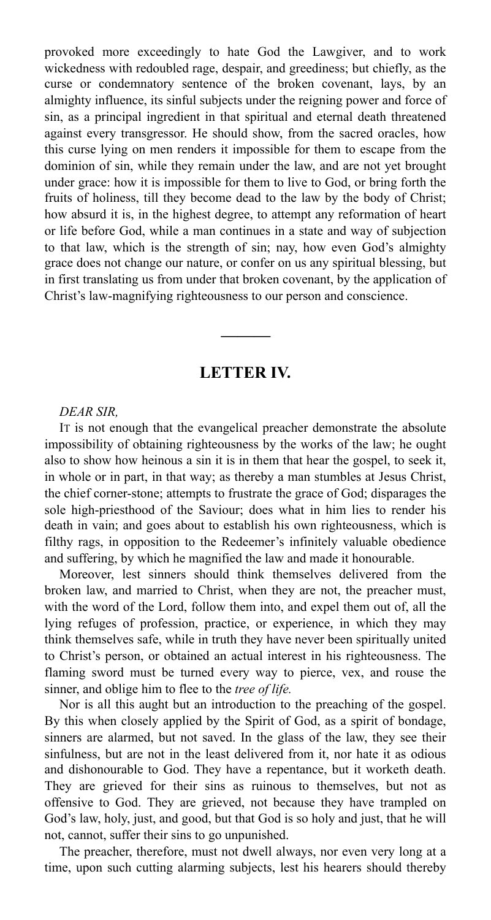provoked more exceedingly to hate God the Lawgiver, and to work wickedness with redoubled rage, despair, and greediness; but chiefly, as the curse or condemnatory sentence of the broken covenant, lays, by an almighty influence, its sinful subjects under the reigning power and force of sin, as a principal ingredient in that spiritual and eternal death threatened against every transgressor. He should show, from the sacred oracles, how this curse lying on men renders it impossible for them to escape from the dominion of sin, while they remain under the law, and are not yet brought under grace: how it is impossible for them to live to God, or bring forth the fruits of holiness, till they become dead to the law by the body of Christ; how absurd it is, in the highest degree, to attempt any reformation of heart or life before God, while a man continues in a state and way of subjection to that law, which is the strength of sin; nay, how even God's almighty grace does not change our nature, or confer on us any spiritual blessing, but in first translating us from under that broken covenant, by the application of Christ's law-magnifying righteousness to our person and conscience.

---

## LETTER IV.

*DEAR SIR,*

IT is not enough that the evangelical preacher demonstrate the absolute impossibility of obtaining righteousness by the works of the law; he ought also to show how heinous a sin it is in them that hear the gospel, to seek it, in whole or in part, in that way; as thereby a man stumbles at Jesus Christ, the chief corner-stone; attempts to frustrate the grace of God; disparages the sole high-priesthood of the Saviour; does what in him lies to render his death in vain; and goes about to establish his own righteousness, which is filthy rags, in opposition to the Redeemer's infinitely valuable obedience and suffering, by which he magnified the law and made it honourable.

Moreover, lest sinners should think themselves delivered from the broken law, and married to Christ, when they are not, the preacher must, with the word of the Lord, follow them into, and expel them out of, all the lying refuges of profession, practice, or experience, in which they may think themselves safe, while in truth they have never been spiritually united to Christ's person, or obtained an actual interest in his righteousness. The flaming sword must be turned every way to pierce, vex, and rouse the sinner, and oblige him to flee to the *tree of life.*

Nor is all this aught but an introduction to the preaching of the gospel. By this when closely applied by the Spirit of God, as a spirit of bondage, sinners are alarmed, but not saved. In the glass of the law, they see their sinfulness, but are not in the least delivered from it, nor hate it as odious and dishonourable to God. They have a repentance, but it worketh death. They are grieved for their sins as ruinous to themselves, but not as offensive to God. They are grieved, not because they have trampled on God's law, holy, just, and good, but that God is so holy and just, that he will not, cannot, suffer their sins to go unpunished.

The preacher, therefore, must not dwell always, nor even very long at a time, upon such cutting alarming subjects, lest his hearers should thereby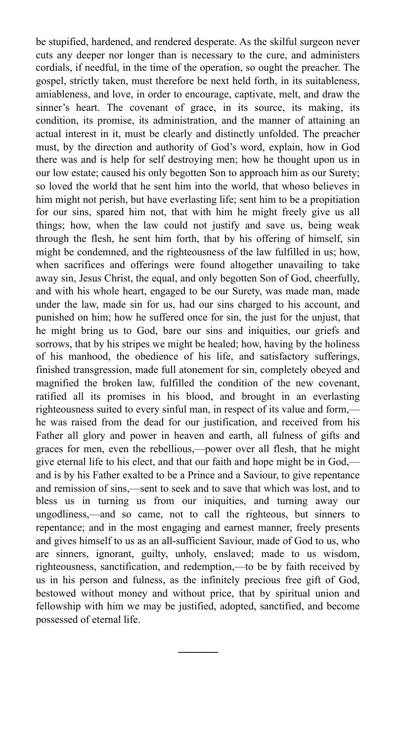be stupified, hardened, and rendered desperate. As the skilful surgeon never cuts any deeper nor longer than is necessary to the cure, and administers cordials, if needful, in the time of the operation, so ought the preacher. The gospel, strictly taken, must therefore be next held forth, in its suitableness, amiableness, and love, in order to encourage, captivate, melt, and draw the sinner's heart. The covenant of grace, in its source, its making, its condition, its promise, its administration, and the manner of attaining an actual interest in it, must be clearly and distinctly unfolded. The preacher must, by the direction and authority of God's word, explain, how in God there was and is help for self destroying men; how he thought upon us in our low estate; caused his only begotten Son to approach him as our Surety; so loved the world that he sent him into the world, that whoso believes in him might not perish, but have everlasting life; sent him to be a propitiation for our sins, spared him not, that with him he might freely give us all things; how, when the law could not justify and save us, being weak through the flesh, he sent him forth, that by his offering of himself, sin might be condemned, and the righteousness of the law fulfilled in us; how, when sacrifices and offerings were found altogether unavailing to take away sin, Jesus Christ, the equal, and only begotten Son of God, cheerfully, and with his whole heart, engaged to be our Surety, was made man, made under the law, made sin for us, had our sins charged to his account, and punished on him; how he suffered once for sin, the just for the unjust, that he might bring us to God, bare our sins and iniquities, our griefs and sorrows, that by his stripes we might be healed; how, having by the holiness of his manhood, the obedience of his life, and satisfactory sufferings, finished transgression, made full atonement for sin, completely obeyed and magnified the broken law, fulfilled the condition of the new covenant, ratified all its promises in his blood, and brought in an everlasting righteousness suited to every sinful man, in respect of its value and form,—he was raised from the dead for our justification, and received from his Father all glory and power in heaven and earth, all fulness of gifts and graces for men, even the rebellious,—power over all flesh, that he might give eternal life to his elect, and that our faith and hope might be in God,—and is by his Father exalted to be a Prince and a Saviour, to give repentance and remission of sins,—sent to seek and to save that which was lost, and to bless us in turning us from our iniquities, and turning away our ungodliness,—and so came, not to call the righteous, but sinners to repentance; and in the most engaging and earnest manner, freely presents and gives himself to us as an all-sufficient Saviour, made of God to us, who are sinners, ignorant, guilty, unholy, enslaved; made to us wisdom, righteousness, sanctification, and redemption,—to be by faith received by us in his person and fulness, as the infinitely precious free gift of God, bestowed without money and without price, that by spiritual union and fellowship with him we may be justified, adopted, sanctified, and become possessed of eternal life.

---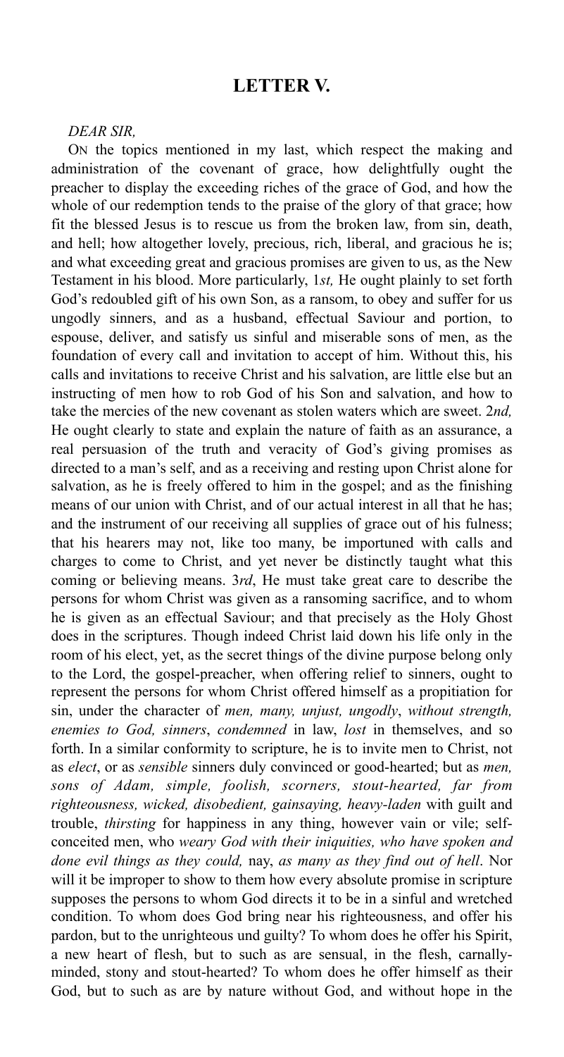## LETTER V.

*DEAR SIR,*

ON the topics mentioned in my last, which respect the making and administration of the covenant of grace, how delightfully ought the preacher to display the exceeding riches of the grace of God, and how the whole of our redemption tends to the praise of the glory of that grace; how fit the blessed Jesus is to rescue us from the broken law, from sin, death, and hell; how altogether lovely, precious, rich, liberal, and gracious he is; and what exceeding great and gracious promises are given to us, as the New Testament in his blood. More particularly, 1*st,* He ought plainly to set forth God's redoubled gift of his own Son, as a ransom, to obey and suffer for us ungodly sinners, and as a husband, effectual Saviour and portion, to espouse, deliver, and satisfy us sinful and miserable sons of men, as the foundation of every call and invitation to accept of him. Without this, his calls and invitations to receive Christ and his salvation, are little else but an instructing of men how to rob God of his Son and salvation, and how to take the mercies of the new covenant as stolen waters which are sweet. 2*nd,* He ought clearly to state and explain the nature of faith as an assurance, a real persuasion of the truth and veracity of God's giving promises as directed to a man's self, and as a receiving and resting upon Christ alone for salvation, as he is freely offered to him in the gospel; and as the finishing means of our union with Christ, and of our actual interest in all that he has; and the instrument of our receiving all supplies of grace out of his fulness; that his hearers may not, like too many, be importuned with calls and charges to come to Christ, and yet never be distinctly taught what this coming or believing means. 3*rd*, He must take great care to describe the persons for whom Christ was given as a ransoming sacrifice, and to whom he is given as an effectual Saviour; and that precisely as the Holy Ghost does in the scriptures. Though indeed Christ laid down his life only in the room of his elect, yet, as the secret things of the divine purpose belong only to the Lord, the gospel-preacher, when offering relief to sinners, ought to represent the persons for whom Christ offered himself as a propitiation for sin, under the character of *men, many, unjust, ungodly*, *without strength, enemies to God, sinners*, *condemned* in law, *lost* in themselves, and so forth. In a similar conformity to scripture, he is to invite men to Christ, not as *elect*, or as *sensible* sinners duly convinced or good-hearted; but as *men, sons of Adam, simple, foolish, scorners, stout-hearted, far from righteousness, wicked, disobedient, gainsaying, heavy-laden* with guilt and trouble, *thirsting* for happiness in any thing, however vain or vile; self-conceited men, who *weary God with their iniquities, who have spoken and done evil things as they could,* nay, *as many as they find out of hell*. Nor will it be improper to show to them how every absolute promise in scripture supposes the persons to whom God directs it to be in a sinful and wretched condition. To whom does God bring near his righteousness, and offer his pardon, but to the unrighteous und guilty? To whom does he offer his Spirit, a new heart of flesh, but to such as are sensual, in the flesh, carnally-minded, stony and stout-hearted? To whom does he offer himself as their God, but to such as are by nature without God, and without hope in the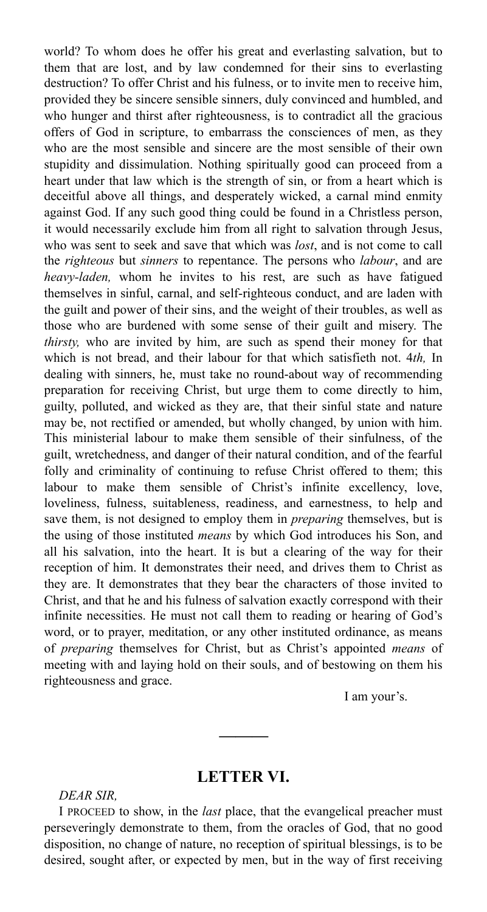world? To whom does he offer his great and everlasting salvation, but to them that are lost, and by law condemned for their sins to everlasting destruction? To offer Christ and his fulness, or to invite men to receive him, provided they be sincere sensible sinners, duly convinced and humbled, and who hunger and thirst after righteousness, is to contradict all the gracious offers of God in scripture, to embarrass the consciences of men, as they who are the most sensible and sincere are the most sensible of their own stupidity and dissimulation. Nothing spiritually good can proceed from a heart under that law which is the strength of sin, or from a heart which is deceitful above all things, and desperately wicked, a carnal mind enmity against God. If any such good thing could be found in a Christless person, it would necessarily exclude him from all right to salvation through Jesus, who was sent to seek and save that which was *lost*, and is not come to call the *righteous* but *sinners* to repentance. The persons who *labour*, and are *heavy-laden,* whom he invites to his rest, are such as have fatigued themselves in sinful, carnal, and self-righteous conduct, and are laden with the guilt and power of their sins, and the weight of their troubles, as well as those who are burdened with some sense of their guilt and misery. The *thirsty,* who are invited by him, are such as spend their money for that which is not bread, and their labour for that which satisfieth not. 4*th,* In dealing with sinners, he, must take no round-about way of recommending preparation for receiving Christ, but urge them to come directly to him, guilty, polluted, and wicked as they are, that their sinful state and nature may be, not rectified or amended, but wholly changed, by union with him. This ministerial labour to make them sensible of their sinfulness, of the guilt, wretchedness, and danger of their natural condition, and of the fearful folly and criminality of continuing to refuse Christ offered to them; this labour to make them sensible of Christ's infinite excellency, love, loveliness, fulness, suitableness, readiness, and earnestness, to help and save them, is not designed to employ them in *preparing* themselves, but is the using of those instituted *means* by which God introduces his Son, and all his salvation, into the heart. It is but a clearing of the way for their reception of him. It demonstrates their need, and drives them to Christ as they are. It demonstrates that they bear the characters of those invited to Christ, and that he and his fulness of salvation exactly correspond with their infinite necessities. He must not call them to reading or hearing of God's word, or to prayer, meditation, or any other instituted ordinance, as means of *preparing* themselves for Christ, but as Christ's appointed *means* of meeting with and laying hold on their souls, and of bestowing on them his righteousness and grace.

I am your's.

---

## LETTER VI.

*DEAR SIR,*

I PROCEED to show, in the *last* place, that the evangelical preacher must perseveringly demonstrate to them, from the oracles of God, that no good disposition, no change of nature, no reception of spiritual blessings, is to be desired, sought after, or expected by men, but in the way of first receiving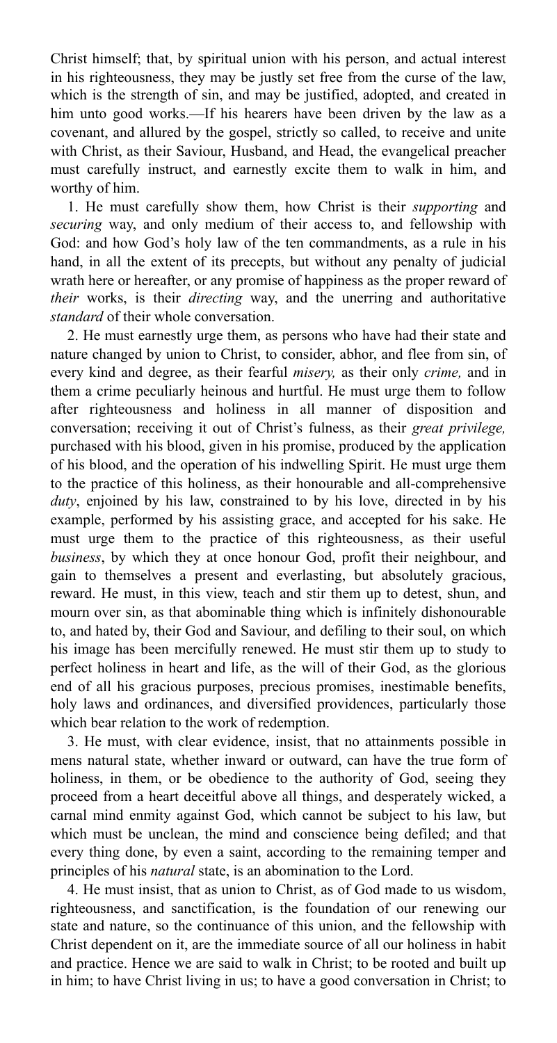Christ himself; that, by spiritual union with his person, and actual interest in his righteousness, they may be justly set free from the curse of the law, which is the strength of sin, and may be justified, adopted, and created in him unto good works.—If his hearers have been driven by the law as a covenant, and allured by the gospel, strictly so called, to receive and unite with Christ, as their Saviour, Husband, and Head, the evangelical preacher must carefully instruct, and earnestly excite them to walk in him, and worthy of him.

1. He must carefully show them, how Christ is their *supporting* and *securing* way, and only medium of their access to, and fellowship with God: and how God's holy law of the ten commandments, as a rule in his hand, in all the extent of its precepts, but without any penalty of judicial wrath here or hereafter, or any promise of happiness as the proper reward of *their* works, is their *directing* way, and the unerring and authoritative *standard* of their whole conversation.

2. He must earnestly urge them, as persons who have had their state and nature changed by union to Christ, to consider, abhor, and flee from sin, of every kind and degree, as their fearful *misery,* as their only *crime,* and in them a crime peculiarly heinous and hurtful. He must urge them to follow after righteousness and holiness in all manner of disposition and conversation; receiving it out of Christ's fulness, as their *great privilege,* purchased with his blood, given in his promise, produced by the application of his blood, and the operation of his indwelling Spirit. He must urge them to the practice of this holiness, as their honourable and all-comprehensive *duty*, enjoined by his law, constrained to by his love, directed in by his example, performed by his assisting grace, and accepted for his sake. He must urge them to the practice of this righteousness, as their useful *business*, by which they at once honour God, profit their neighbour, and gain to themselves a present and everlasting, but absolutely gracious, reward. He must, in this view, teach and stir them up to detest, shun, and mourn over sin, as that abominable thing which is infinitely dishonourable to, and hated by, their God and Saviour, and defiling to their soul, on which his image has been mercifully renewed. He must stir them up to study to perfect holiness in heart and life, as the will of their God, as the glorious end of all his gracious purposes, precious promises, inestimable benefits, holy laws and ordinances, and diversified providences, particularly those which bear relation to the work of redemption.

3. He must, with clear evidence, insist, that no attainments possible in mens natural state, whether inward or outward, can have the true form of holiness, in them, or be obedience to the authority of God, seeing they proceed from a heart deceitful above all things, and desperately wicked, a carnal mind enmity against God, which cannot be subject to his law, but which must be unclean, the mind and conscience being defiled; and that every thing done, by even a saint, according to the remaining temper and principles of his *natural* state, is an abomination to the Lord.

4. He must insist, that as union to Christ, as of God made to us wisdom, righteousness, and sanctification, is the foundation of our renewing our state and nature, so the continuance of this union, and the fellowship with Christ dependent on it, are the immediate source of all our holiness in habit and practice. Hence we are said to walk in Christ; to be rooted and built up in him; to have Christ living in us; to have a good conversation in Christ; to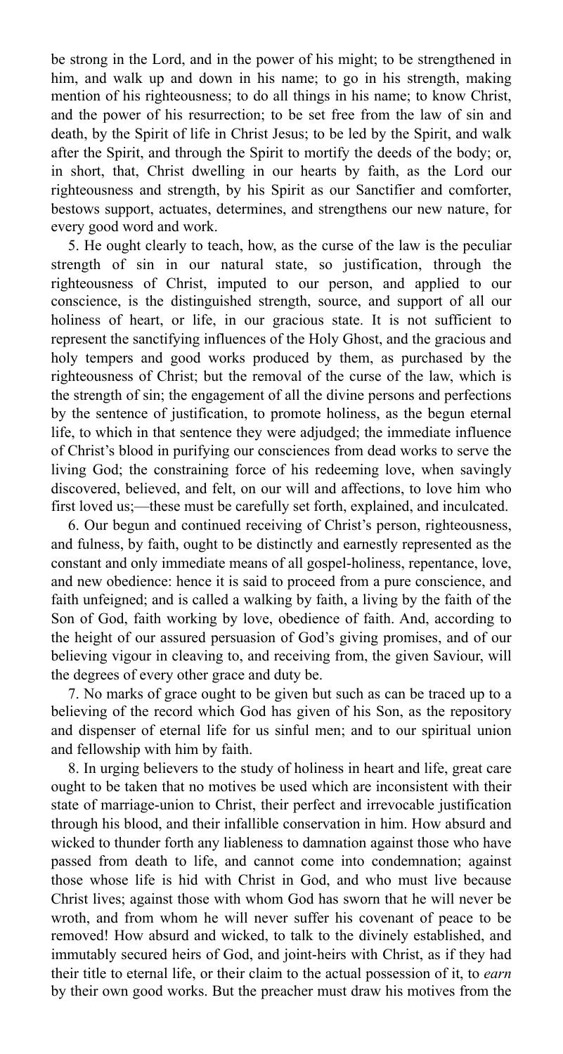be strong in the Lord, and in the power of his might; to be strengthened in him, and walk up and down in his name; to go in his strength, making mention of his righteousness; to do all things in his name; to know Christ, and the power of his resurrection; to be set free from the law of sin and death, by the Spirit of life in Christ Jesus; to be led by the Spirit, and walk after the Spirit, and through the Spirit to mortify the deeds of the body; or, in short, that, Christ dwelling in our hearts by faith, as the Lord our righteousness and strength, by his Spirit as our Sanctifier and comforter, bestows support, actuates, determines, and strengthens our new nature, for every good word and work.

5. He ought clearly to teach, how, as the curse of the law is the peculiar strength of sin in our natural state, so justification, through the righteousness of Christ, imputed to our person, and applied to our conscience, is the distinguished strength, source, and support of all our holiness of heart, or life, in our gracious state. It is not sufficient to represent the sanctifying influences of the Holy Ghost, and the gracious and holy tempers and good works produced by them, as purchased by the righteousness of Christ; but the removal of the curse of the law, which is the strength of sin; the engagement of all the divine persons and perfections by the sentence of justification, to promote holiness, as the begun eternal life, to which in that sentence they were adjudged; the immediate influence of Christ's blood in purifying our consciences from dead works to serve the living God; the constraining force of his redeeming love, when savingly discovered, believed, and felt, on our will and affections, to love him who first loved us;—these must be carefully set forth, explained, and inculcated.

6. Our begun and continued receiving of Christ's person, righteousness, and fulness, by faith, ought to be distinctly and earnestly represented as the constant and only immediate means of all gospel-holiness, repentance, love, and new obedience: hence it is said to proceed from a pure conscience, and faith unfeigned; and is called a walking by faith, a living by the faith of the Son of God, faith working by love, obedience of faith. And, according to the height of our assured persuasion of God's giving promises, and of our believing vigour in cleaving to, and receiving from, the given Saviour, will the degrees of every other grace and duty be.

7. No marks of grace ought to be given but such as can be traced up to a believing of the record which God has given of his Son, as the repository and dispenser of eternal life for us sinful men; and to our spiritual union and fellowship with him by faith.

8. In urging believers to the study of holiness in heart and life, great care ought to be taken that no motives be used which are inconsistent with their state of marriage-union to Christ, their perfect and irrevocable justification through his blood, and their infallible conservation in him. How absurd and wicked to thunder forth any liableness to damnation against those who have passed from death to life, and cannot come into condemnation; against those whose life is hid with Christ in God, and who must live because Christ lives; against those with whom God has sworn that he will never be wroth, and from whom he will never suffer his covenant of peace to be removed! How absurd and wicked, to talk to the divinely established, and immutably secured heirs of God, and joint-heirs with Christ, as if they had their title to eternal life, or their claim to the actual possession of it, to *earn* by their own good works. But the preacher must draw his motives from the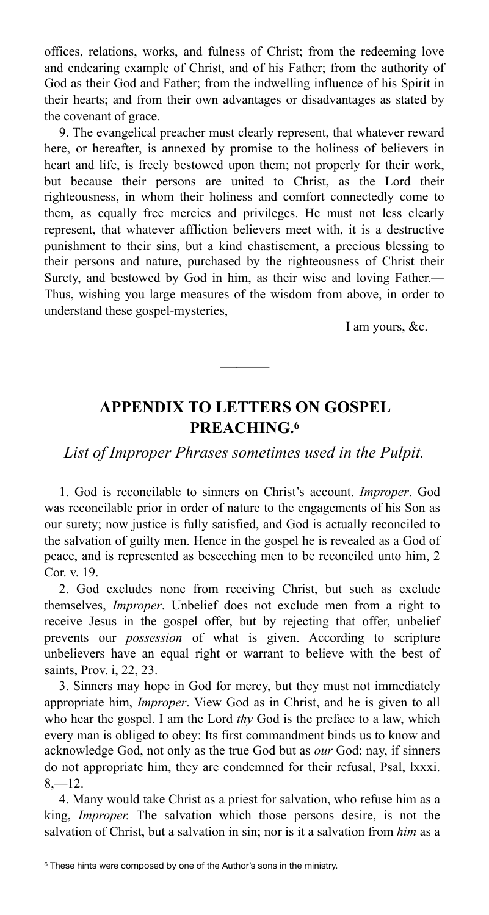offices, relations, works, and fulness of Christ; from the redeeming love and endearing example of Christ, and of his Father; from the authority of God as their God and Father; from the indwelling influence of his Spirit in their hearts; and from their own advantages or disadvantages as stated by the covenant of grace.

9. The evangelical preacher must clearly represent, that whatever reward here, or hereafter, is annexed by promise to the holiness of believers in heart and life, is freely bestowed upon them; not properly for their work, but because their persons are united to Christ, as the Lord their righteousness, in whom their holiness and comfort connectedly come to them, as equally free mercies and privileges. He must not less clearly represent, that whatever affliction believers meet with, it is a destructive punishment to their sins, but a kind chastisement, a precious blessing to their persons and nature, purchased by the righteousness of Christ their Surety, and bestowed by God in him, as their wise and loving Father.—Thus, wishing you large measures of the wisdom from above, in order to understand these gospel-mysteries,

I am yours, &c.

---

## APPENDIX TO LETTERS ON GOSPEL PREACHING.[6]

*List of Improper Phrases sometimes used in the Pulpit.*

1. God is reconcilable to sinners on Christ's account. *Improper*. God was reconcilable prior in order of nature to the engagements of his Son as our surety; now justice is fully satisfied, and God is actually reconciled to the salvation of guilty men. Hence in the gospel he is revealed as a God of peace, and is represented as beseeching men to be reconciled unto him, 2 Cor. v. 19.

2. God excludes none from receiving Christ, but such as exclude themselves, *Improper*. Unbelief does not exclude men from a right to receive Jesus in the gospel offer, but by rejecting that offer, unbelief prevents our *possession* of what is given. According to scripture unbelievers have an equal right or warrant to believe with the best of saints, Prov. i, 22, 23.

3. Sinners may hope in God for mercy, but they must not immediately appropriate him, *Improper*. View God as in Christ, and he is given to all who hear the gospel. I am the Lord *thy* God is the preface to a law, which every man is obliged to obey: Its first commandment binds us to know and acknowledge God, not only as the true God but as *our* God; nay, if sinners do not appropriate him, they are condemned for their refusal, Psal, lxxxi. 8,—12.

4. Many would take Christ as a priest for salvation, who refuse him as a king, *Improper.* The salvation which those persons desire, is not the salvation of Christ, but a salvation in sin; nor is it a salvation from *him* as a

[6] These hints were composed by one of the Author's sons in the ministry.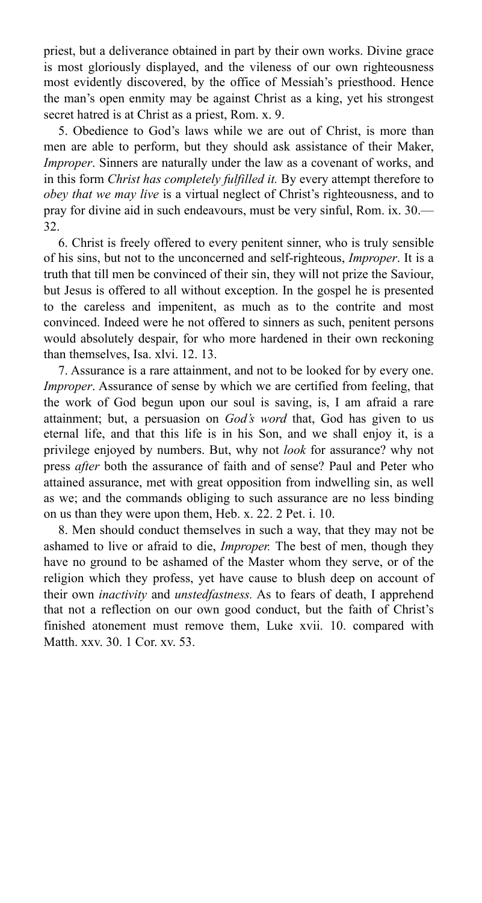priest, but a deliverance obtained in part by their own works. Divine grace is most gloriously displayed, and the vileness of our own righteousness most evidently discovered, by the office of Messiah's priesthood. Hence the man's open enmity may be against Christ as a king, yet his strongest secret hatred is at Christ as a priest, Rom. x. 9.

5. Obedience to God's laws while we are out of Christ, is more than men are able to perform, but they should ask assistance of their Maker, *Improper*. Sinners are naturally under the law as a covenant of works, and in this form *Christ has completely fulfilled it.* By every attempt therefore to *obey that we may live* is a virtual neglect of Christ's righteousness, and to pray for divine aid in such endeavours, must be very sinful, Rom. ix. 30.—32.

6. Christ is freely offered to every penitent sinner, who is truly sensible of his sins, but not to the unconcerned and self-righteous, *Improper*. It is a truth that till men be convinced of their sin, they will not prize the Saviour, but Jesus is offered to all without exception. In the gospel he is presented to the careless and impenitent, as much as to the contrite and most convinced. Indeed were he not offered to sinners as such, penitent persons would absolutely despair, for who more hardened in their own reckoning than themselves, Isa. xlvi. 12. 13.

7. Assurance is a rare attainment, and not to be looked for by every one. *Improper*. Assurance of sense by which we are certified from feeling, that the work of God begun upon our soul is saving, is, I am afraid a rare attainment; but, a persuasion on *God's word* that, God has given to us eternal life, and that this life is in his Son, and we shall enjoy it, is a privilege enjoyed by numbers. But, why not *look* for assurance? why not press *after* both the assurance of faith and of sense? Paul and Peter who attained assurance, met with great opposition from indwelling sin, as well as we; and the commands obliging to such assurance are no less binding on us than they were upon them, Heb. x. 22. 2 Pet. i. 10.

8. Men should conduct themselves in such a way, that they may not be ashamed to live or afraid to die, *Improper.* The best of men, though they have no ground to be ashamed of the Master whom they serve, or of the religion which they profess, yet have cause to blush deep on account of their own *inactivity* and *unstedfastness.* As to fears of death, I apprehend that not a reflection on our own good conduct, but the faith of Christ's finished atonement must remove them, Luke xvii. 10. compared with Matth. xxv. 30. 1 Cor. xv. 53.